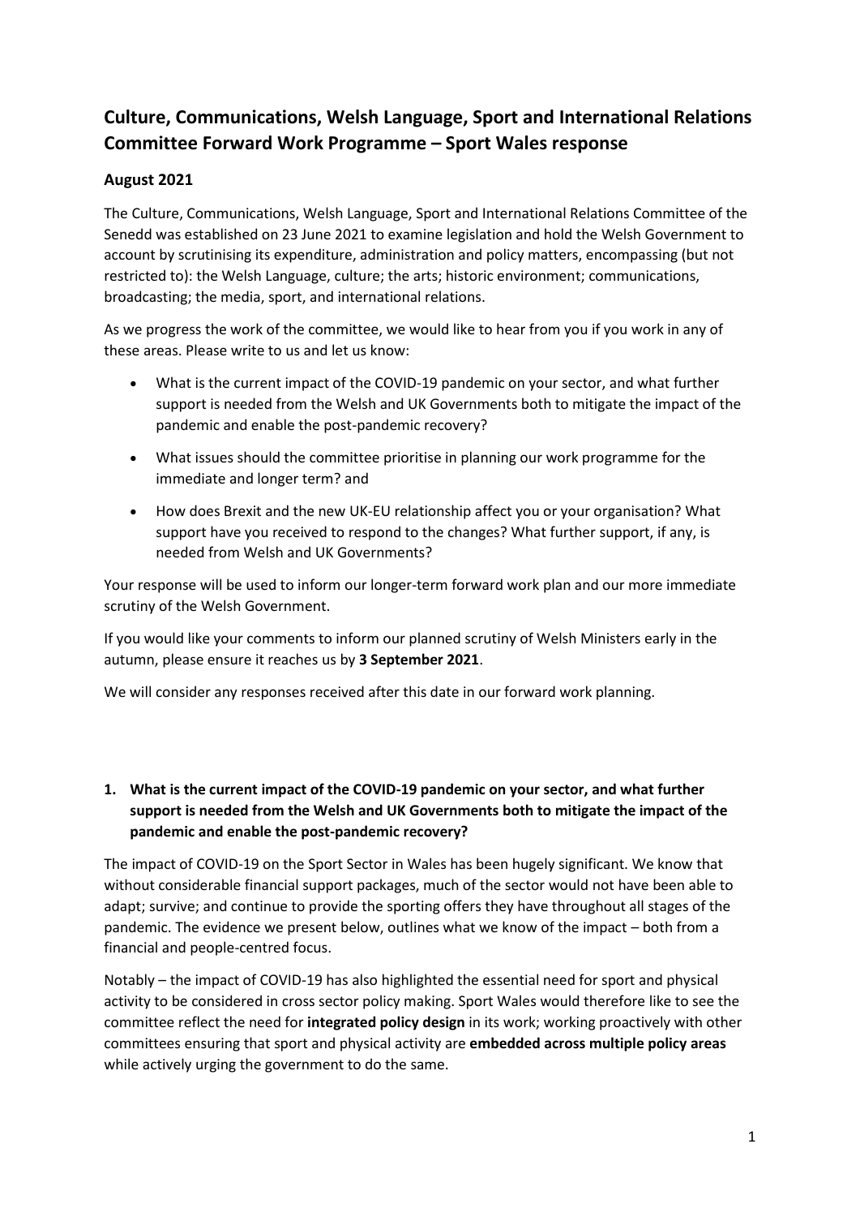# Culture, Communications, Welsh Language, Sport and International Relations Committee Forward Work Programme – Sport Wales response

## August 2021

The Culture, Communications, Welsh Language, Sport and International Relations Committee of the Senedd was established on 23 June 2021 to examine legislation and hold the Welsh Government to account by scrutinising its expenditure, administration and policy matters, encompassing (but not restricted to): the Welsh Language, culture; the arts; historic environment; communications, broadcasting; the media, sport, and international relations.

As we progress the work of the committee, we would like to hear from you if you work in any of these areas. Please write to us and let us know:

- What is the current impact of the COVID-19 pandemic on your sector, and what further support is needed from the Welsh and UK Governments both to mitigate the impact of the pandemic and enable the post-pandemic recovery?
- What issues should the committee prioritise in planning our work programme for the immediate and longer term? and
- How does Brexit and the new UK-EU relationship affect you or your organisation? What support have you received to respond to the changes? What further support, if any, is needed from Welsh and UK Governments?

Your response will be used to inform our longer-term forward work plan and our more immediate scrutiny of the Welsh Government.

If you would like your comments to inform our planned scrutiny of Welsh Ministers early in the autumn, please ensure it reaches us by **3 September 2021**.

We will consider any responses received after this date in our forward work planning.

### 1. What is the current impact of the COVID-19 pandemic on your sector, and what further support is needed from the Welsh and UK Governments both to mitigate the impact of the pandemic and enable the post-pandemic recovery?

The impact of COVID-19 on the Sport Sector in Wales has been hugely significant. We know that without considerable financial support packages, much of the sector would not have been able to adapt; survive; and continue to provide the sporting offers they have throughout all stages of the pandemic. The evidence we present below, outlines what we know of the impact – both from a financial and people-centred focus.

Notably – the impact of COVID-19 has also highlighted the essential need for sport and physical activity to be considered in cross sector policy making. Sport Wales would therefore like to see the committee reflect the need for **integrated policy design** in its work; working proactively with other committees ensuring that sport and physical activity are **embedded across multiple policy areas** while actively urging the government to do the same.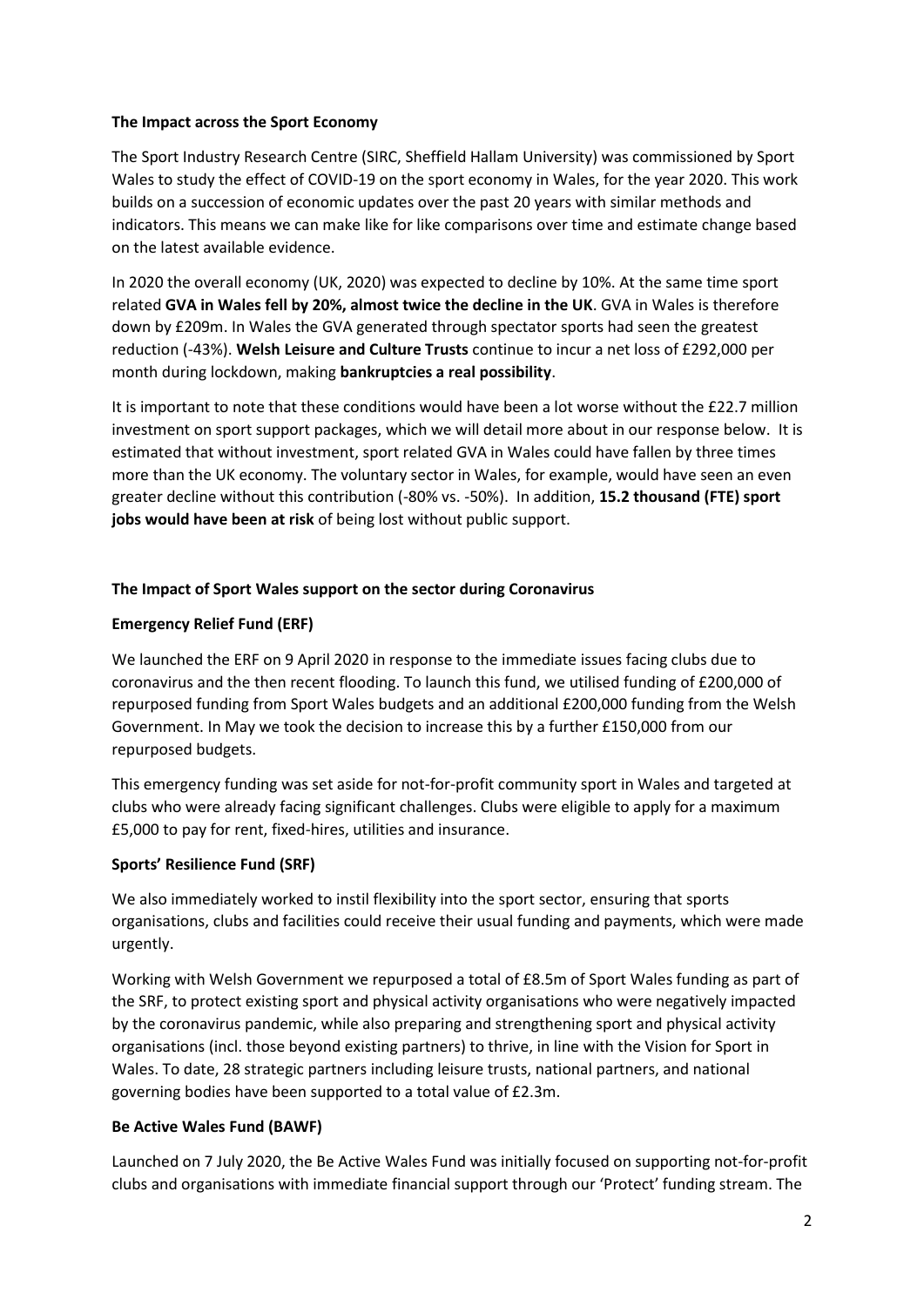**The Impact across the Sport Economy**

The Sport Industry Research Centre (SIRC, Sheffield Hallam University) was commissioned by Sport Wales to study the effect of COVID-19 on the sport economy in Wales, for the year 2020. This work builds on a succession of economic updates over the past 20 years with similar methods and indicators. This means we can make like for like comparisons over time and estimate change based on the latest available evidence.

In 2020 the overall economy (UK, 2020) was expected to decline by 10%. At the same time sport related **GVA in Wales fell by 20%, almost twice the decline in the UK**. GVA in Wales is therefore down by £209m. In Wales the GVA generated through spectator sports had seen the greatest reduction (-43%). **Welsh Leisure and Culture Trusts** continue to incur a net loss of £292,000 per month during lockdown, making **bankruptcies a real possibility**.

It is important to note that these conditions would have been a lot worse without the £22.7 million investment on sport support packages, which we will detail more about in our response below. It is estimated that without investment, sport related GVA in Wales could have fallen by three times more than the UK economy. The voluntary sector in Wales, for example, would have seen an even greater decline without this contribution (-80% vs. -50%). In addition, **15.2 thousand (FTE) sport jobs would have been at risk** of being lost without public support.

**The Impact of Sport Wales support on the sector during Coronavirus**

**Emergency Relief Fund (ERF)**

We launched the ERF on 9 April 2020 in response to the immediate issues facing clubs due to coronavirus and the then recent flooding. To launch this fund, we utilised funding of £200,000 of repurposed funding from Sport Wales budgets and an additional £200,000 funding from the Welsh Government. In May we took the decision to increase this by a further £150,000 from our repurposed budgets.

This emergency funding was set aside for not-for-profit community sport in Wales and targeted at clubs who were already facing significant challenges. Clubs were eligible to apply for a maximum £5,000 to pay for rent, fixed-hires, utilities and insurance.

**Sports' Resilience Fund (SRF)**

We also immediately worked to instil flexibility into the sport sector, ensuring that sports organisations, clubs and facilities could receive their usual funding and payments, which were made urgently.

Working with Welsh Government we repurposed a total of £8.5m of Sport Wales funding as part of the SRF, to protect existing sport and physical activity organisations who were negatively impacted by the coronavirus pandemic, while also preparing and strengthening sport and physical activity organisations (incl. those beyond existing partners) to thrive, in line with the Vision for Sport in Wales. To date, 28 strategic partners including leisure trusts, national partners, and national governing bodies have been supported to a total value of £2.3m.

**Be Active Wales Fund (BAWF)**

Launched on 7 July 2020, the Be Active Wales Fund was initially focused on supporting not-for-profit clubs and organisations with immediate financial support through our 'Protect' funding stream. The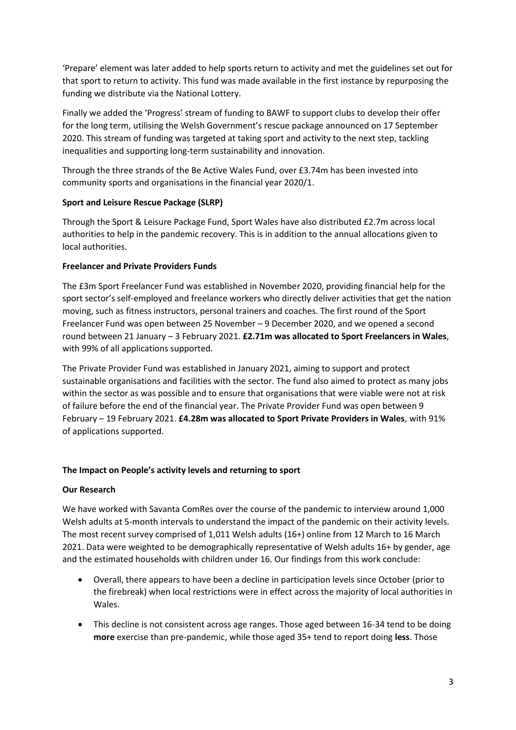'Prepare' element was later added to help sports return to activity and met the guidelines set out for that sport to return to activity. This fund was made available in the first instance by repurposing the funding we distribute via the National Lottery.

Finally we added the 'Progress' stream of funding to BAWF to support clubs to develop their offer for the long term, utilising the Welsh Government's rescue package announced on 17 September 2020. This stream of funding was targeted at taking sport and activity to the next step, tackling inequalities and supporting long-term sustainability and innovation.

Through the three strands of the Be Active Wales Fund, over £3.74m has been invested into community sports and organisations in the financial year 2020/1.

**Sport and Leisure Rescue Package (SLRP)**

Through the Sport & Leisure Package Fund, Sport Wales have also distributed £2.7m across local authorities to help in the pandemic recovery. This is in addition to the annual allocations given to local authorities.

**Freelancer and Private Providers Funds**

The £3m Sport Freelancer Fund was established in November 2020, providing financial help for the sport sector's self-employed and freelance workers who directly deliver activities that get the nation moving, such as fitness instructors, personal trainers and coaches. The first round of the Sport Freelancer Fund was open between 25 November – 9 December 2020, and we opened a second round between 21 January – 3 February 2021. **£2.71m was allocated to Sport Freelancers in Wales**, with 99% of all applications supported.

The Private Provider Fund was established in January 2021, aiming to support and protect sustainable organisations and facilities with the sector. The fund also aimed to protect as many jobs within the sector as was possible and to ensure that organisations that were viable were not at risk of failure before the end of the financial year. The Private Provider Fund was open between 9 February – 19 February 2021. **£4.28m was allocated to Sport Private Providers in Wales**, with 91% of applications supported.

**The Impact on People's activity levels and returning to sport**

**Our Research**

We have worked with Savanta ComRes over the course of the pandemic to interview around 1,000 Welsh adults at 5-month intervals to understand the impact of the pandemic on their activity levels. The most recent survey comprised of 1,011 Welsh adults (16+) online from 12 March to 16 March 2021. Data were weighted to be demographically representative of Welsh adults 16+ by gender, age and the estimated households with children under 16. Our findings from this work conclude:

- Overall, there appears to have been a decline in participation levels since October (prior to the firebreak) when local restrictions were in effect across the majority of local authorities in Wales.
- This decline is not consistent across age ranges. Those aged between 16-34 tend to be doing **more** exercise than pre-pandemic, while those aged 35+ tend to report doing **less**. Those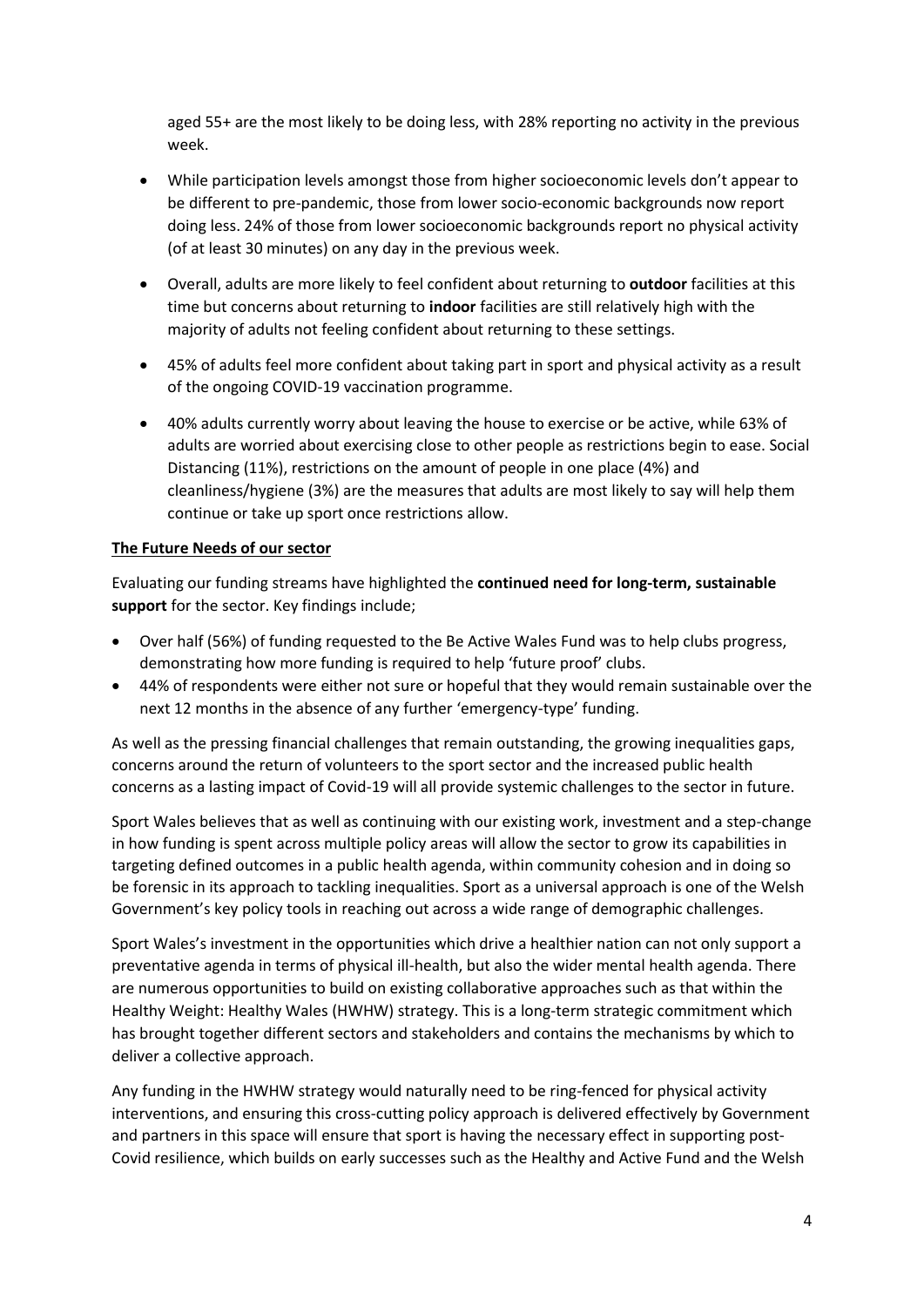aged 55+ are the most likely to be doing less, with 28% reporting no activity in the previous week.

- While participation levels amongst those from higher socioeconomic levels don't appear to be different to pre-pandemic, those from lower socio-economic backgrounds now report doing less. 24% of those from lower socioeconomic backgrounds report no physical activity (of at least 30 minutes) on any day in the previous week.
- Overall, adults are more likely to feel confident about returning to **outdoor** facilities at this time but concerns about returning to **indoor** facilities are still relatively high with the majority of adults not feeling confident about returning to these settings.
- 45% of adults feel more confident about taking part in sport and physical activity as a result of the ongoing COVID-19 vaccination programme.
- 40% adults currently worry about leaving the house to exercise or be active, while 63% of adults are worried about exercising close to other people as restrictions begin to ease. Social Distancing (11%), restrictions on the amount of people in one place (4%) and cleanliness/hygiene (3%) are the measures that adults are most likely to say will help them continue or take up sport once restrictions allow.

**The Future Needs of our sector**

Evaluating our funding streams have highlighted the **continued need for long-term, sustainable support** for the sector. Key findings include;

- Over half (56%) of funding requested to the Be Active Wales Fund was to help clubs progress, demonstrating how more funding is required to help 'future proof' clubs.
- 44% of respondents were either not sure or hopeful that they would remain sustainable over the next 12 months in the absence of any further 'emergency-type' funding.

As well as the pressing financial challenges that remain outstanding, the growing inequalities gaps, concerns around the return of volunteers to the sport sector and the increased public health concerns as a lasting impact of Covid-19 will all provide systemic challenges to the sector in future.

Sport Wales believes that as well as continuing with our existing work, investment and a step-change in how funding is spent across multiple policy areas will allow the sector to grow its capabilities in targeting defined outcomes in a public health agenda, within community cohesion and in doing so be forensic in its approach to tackling inequalities. Sport as a universal approach is one of the Welsh Government's key policy tools in reaching out across a wide range of demographic challenges.

Sport Wales's investment in the opportunities which drive a healthier nation can not only support a preventative agenda in terms of physical ill-health, but also the wider mental health agenda. There are numerous opportunities to build on existing collaborative approaches such as that within the Healthy Weight: Healthy Wales (HWHW) strategy. This is a long-term strategic commitment which has brought together different sectors and stakeholders and contains the mechanisms by which to deliver a collective approach.

Any funding in the HWHW strategy would naturally need to be ring-fenced for physical activity interventions, and ensuring this cross-cutting policy approach is delivered effectively by Government and partners in this space will ensure that sport is having the necessary effect in supporting post-Covid resilience, which builds on early successes such as the Healthy and Active Fund and the Welsh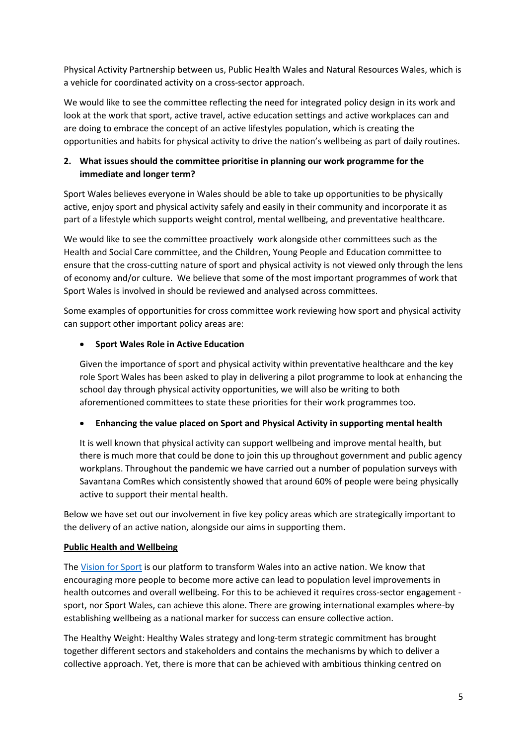Physical Activity Partnership between us, Public Health Wales and Natural Resources Wales, which is a vehicle for coordinated activity on a cross-sector approach.

We would like to see the committee reflecting the need for integrated policy design in its work and look at the work that sport, active travel, active education settings and active workplaces can and are doing to embrace the concept of an active lifestyles population, which is creating the opportunities and habits for physical activity to drive the nation's wellbeing as part of daily routines.

2. **What issues should the committee prioritise in planning our work programme for the immediate and longer term?**

Sport Wales believes everyone in Wales should be able to take up opportunities to be physically active, enjoy sport and physical activity safely and easily in their community and incorporate it as part of a lifestyle which supports weight control, mental wellbeing, and preventative healthcare.

We would like to see the committee proactively work alongside other committees such as the Health and Social Care committee, and the Children, Young People and Education committee to ensure that the cross-cutting nature of sport and physical activity is not viewed only through the lens of economy and/or culture. We believe that some of the most important programmes of work that Sport Wales is involved in should be reviewed and analysed across committees.

Some examples of opportunities for cross committee work reviewing how sport and physical activity can support other important policy areas are:

- **Sport Wales Role in Active Education**

  Given the importance of sport and physical activity within preventative healthcare and the key role Sport Wales has been asked to play in delivering a pilot programme to look at enhancing the school day through physical activity opportunities, we will also be writing to both aforementioned committees to state these priorities for their work programmes too.

- **Enhancing the value placed on Sport and Physical Activity in supporting mental health**

  It is well known that physical activity can support wellbeing and improve mental health, but there is much more that could be done to join this up throughout government and public agency workplans. Throughout the pandemic we have carried out a number of population surveys with Savantana ComRes which consistently showed that around 60% of people were being physically active to support their mental health.

Below we have set out our involvement in five key policy areas which are strategically important to the delivery of an active nation, alongside our aims in supporting them.

**Public Health and Wellbeing**

The Vision for Sport is our platform to transform Wales into an active nation. We know that encouraging more people to become more active can lead to population level improvements in health outcomes and overall wellbeing. For this to be achieved it requires cross-sector engagement - sport, nor Sport Wales, can achieve this alone. There are growing international examples where-by establishing wellbeing as a national marker for success can ensure collective action.

The Healthy Weight: Healthy Wales strategy and long-term strategic commitment has brought together different sectors and stakeholders and contains the mechanisms by which to deliver a collective approach. Yet, there is more that can be achieved with ambitious thinking centred on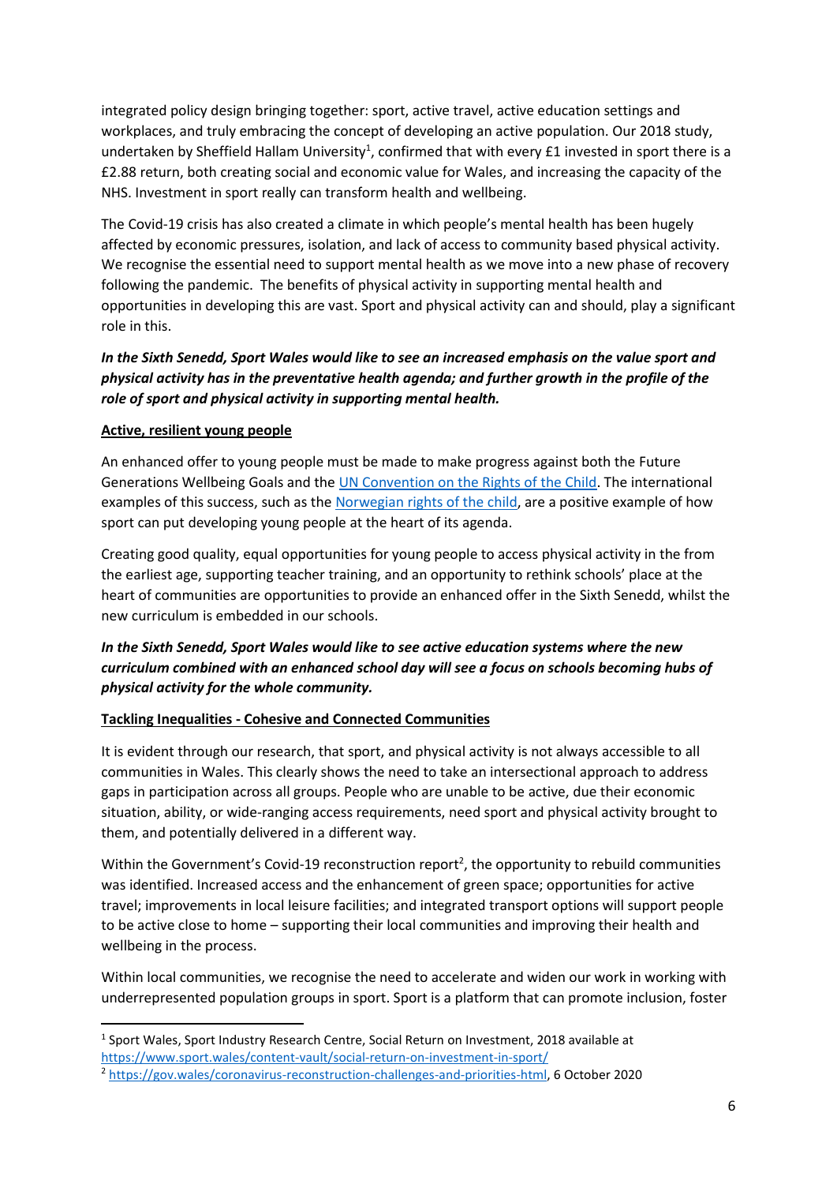integrated policy design bringing together: sport, active travel, active education settings and workplaces, and truly embracing the concept of developing an active population. Our 2018 study, undertaken by Sheffield Hallam University[1], confirmed that with every £1 invested in sport there is a £2.88 return, both creating social and economic value for Wales, and increasing the capacity of the NHS. Investment in sport really can transform health and wellbeing.

The Covid-19 crisis has also created a climate in which people's mental health has been hugely affected by economic pressures, isolation, and lack of access to community based physical activity. We recognise the essential need to support mental health as we move into a new phase of recovery following the pandemic. The benefits of physical activity in supporting mental health and opportunities in developing this are vast. Sport and physical activity can and should, play a significant role in this.

***In the Sixth Senedd, Sport Wales would like to see an increased emphasis on the value sport and physical activity has in the preventative health agenda; and further growth in the profile of the role of sport and physical activity in supporting mental health.***

**Active, resilient young people**

An enhanced offer to young people must be made to make progress against both the Future Generations Wellbeing Goals and the [UN Convention on the Rights of the Child](). The international examples of this success, such as the [Norwegian rights of the child](), are a positive example of how sport can put developing young people at the heart of its agenda.

Creating good quality, equal opportunities for young people to access physical activity in the from the earliest age, supporting teacher training, and an opportunity to rethink schools' place at the heart of communities are opportunities to provide an enhanced offer in the Sixth Senedd, whilst the new curriculum is embedded in our schools.

***In the Sixth Senedd, Sport Wales would like to see active education systems where the new curriculum combined with an enhanced school day will see a focus on schools becoming hubs of physical activity for the whole community.***

**Tackling Inequalities - Cohesive and Connected Communities**

It is evident through our research, that sport, and physical activity is not always accessible to all communities in Wales. This clearly shows the need to take an intersectional approach to address gaps in participation across all groups. People who are unable to be active, due their economic situation, ability, or wide-ranging access requirements, need sport and physical activity brought to them, and potentially delivered in a different way.

Within the Government's Covid-19 reconstruction report[2], the opportunity to rebuild communities was identified. Increased access and the enhancement of green space; opportunities for active travel; improvements in local leisure facilities; and integrated transport options will support people to be active close to home – supporting their local communities and improving their health and wellbeing in the process.

Within local communities, we recognise the need to accelerate and widen our work in working with underrepresented population groups in sport. Sport is a platform that can promote inclusion, foster

---

[1] Sport Wales, Sport Industry Research Centre, Social Return on Investment, 2018 available at https://www.sport.wales/content-vault/social-return-on-investment-in-sport/

[2] https://gov.wales/coronavirus-reconstruction-challenges-and-priorities-html, 6 October 2020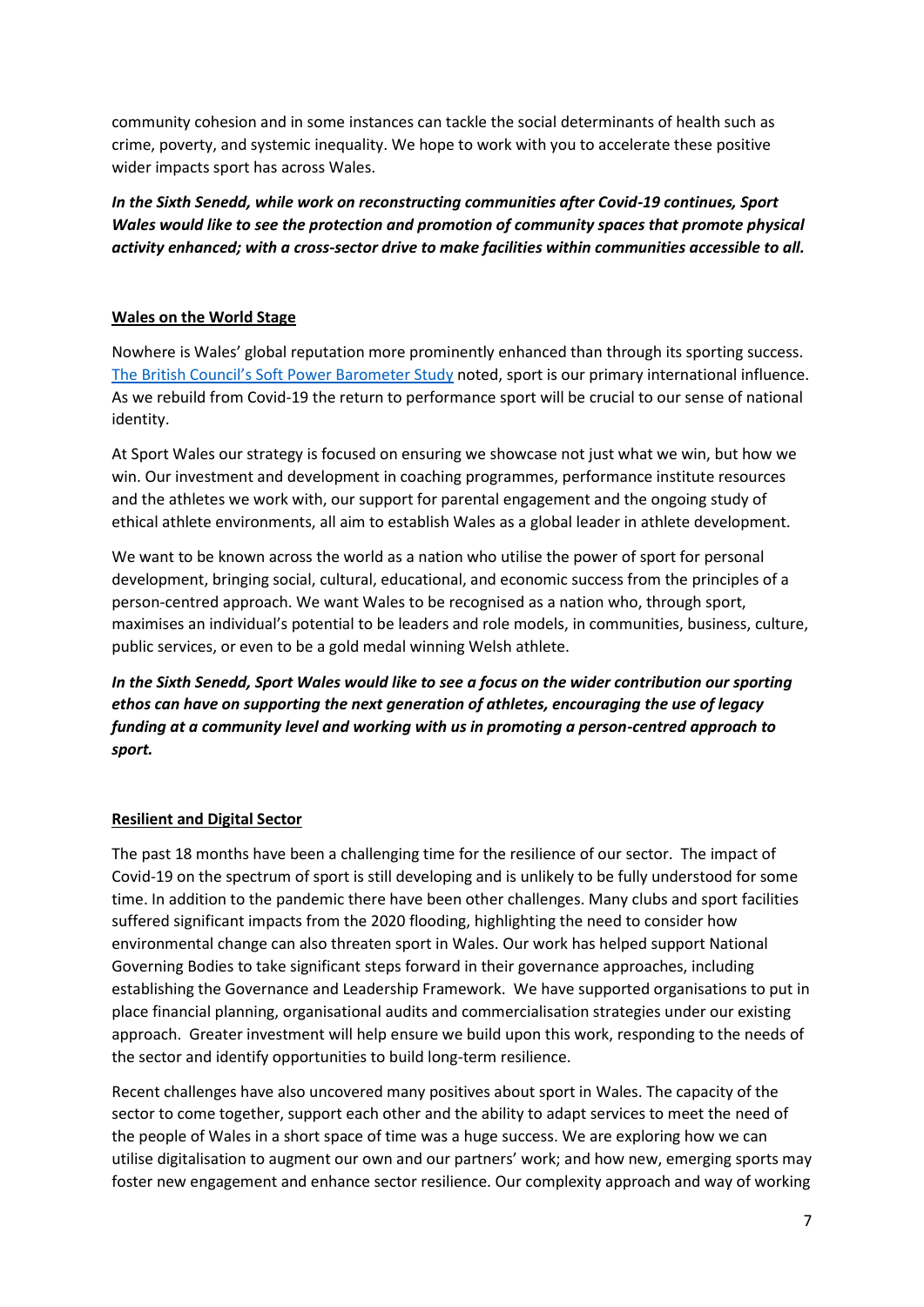community cohesion and in some instances can tackle the social determinants of health such as crime, poverty, and systemic inequality. We hope to work with you to accelerate these positive wider impacts sport has across Wales.

***In the Sixth Senedd, while work on reconstructing communities after Covid-19 continues, Sport Wales would like to see the protection and promotion of community spaces that promote physical activity enhanced; with a cross-sector drive to make facilities within communities accessible to all.***

## Wales on the World Stage

Nowhere is Wales' global reputation more prominently enhanced than through its sporting success. [The British Council's Soft Power Barometer Study]() noted, sport is our primary international influence. As we rebuild from Covid-19 the return to performance sport will be crucial to our sense of national identity.

At Sport Wales our strategy is focused on ensuring we showcase not just what we win, but how we win. Our investment and development in coaching programmes, performance institute resources and the athletes we work with, our support for parental engagement and the ongoing study of ethical athlete environments, all aim to establish Wales as a global leader in athlete development.

We want to be known across the world as a nation who utilise the power of sport for personal development, bringing social, cultural, educational, and economic success from the principles of a person-centred approach. We want Wales to be recognised as a nation who, through sport, maximises an individual's potential to be leaders and role models, in communities, business, culture, public services, or even to be a gold medal winning Welsh athlete.

***In the Sixth Senedd, Sport Wales would like to see a focus on the wider contribution our sporting ethos can have on supporting the next generation of athletes, encouraging the use of legacy funding at a community level and working with us in promoting a person-centred approach to sport.***

## Resilient and Digital Sector

The past 18 months have been a challenging time for the resilience of our sector. The impact of Covid-19 on the spectrum of sport is still developing and is unlikely to be fully understood for some time. In addition to the pandemic there have been other challenges. Many clubs and sport facilities suffered significant impacts from the 2020 flooding, highlighting the need to consider how environmental change can also threaten sport in Wales. Our work has helped support National Governing Bodies to take significant steps forward in their governance approaches, including establishing the Governance and Leadership Framework. We have supported organisations to put in place financial planning, organisational audits and commercialisation strategies under our existing approach. Greater investment will help ensure we build upon this work, responding to the needs of the sector and identify opportunities to build long-term resilience.

Recent challenges have also uncovered many positives about sport in Wales. The capacity of the sector to come together, support each other and the ability to adapt services to meet the need of the people of Wales in a short space of time was a huge success. We are exploring how we can utilise digitalisation to augment our own and our partners' work; and how new, emerging sports may foster new engagement and enhance sector resilience. Our complexity approach and way of working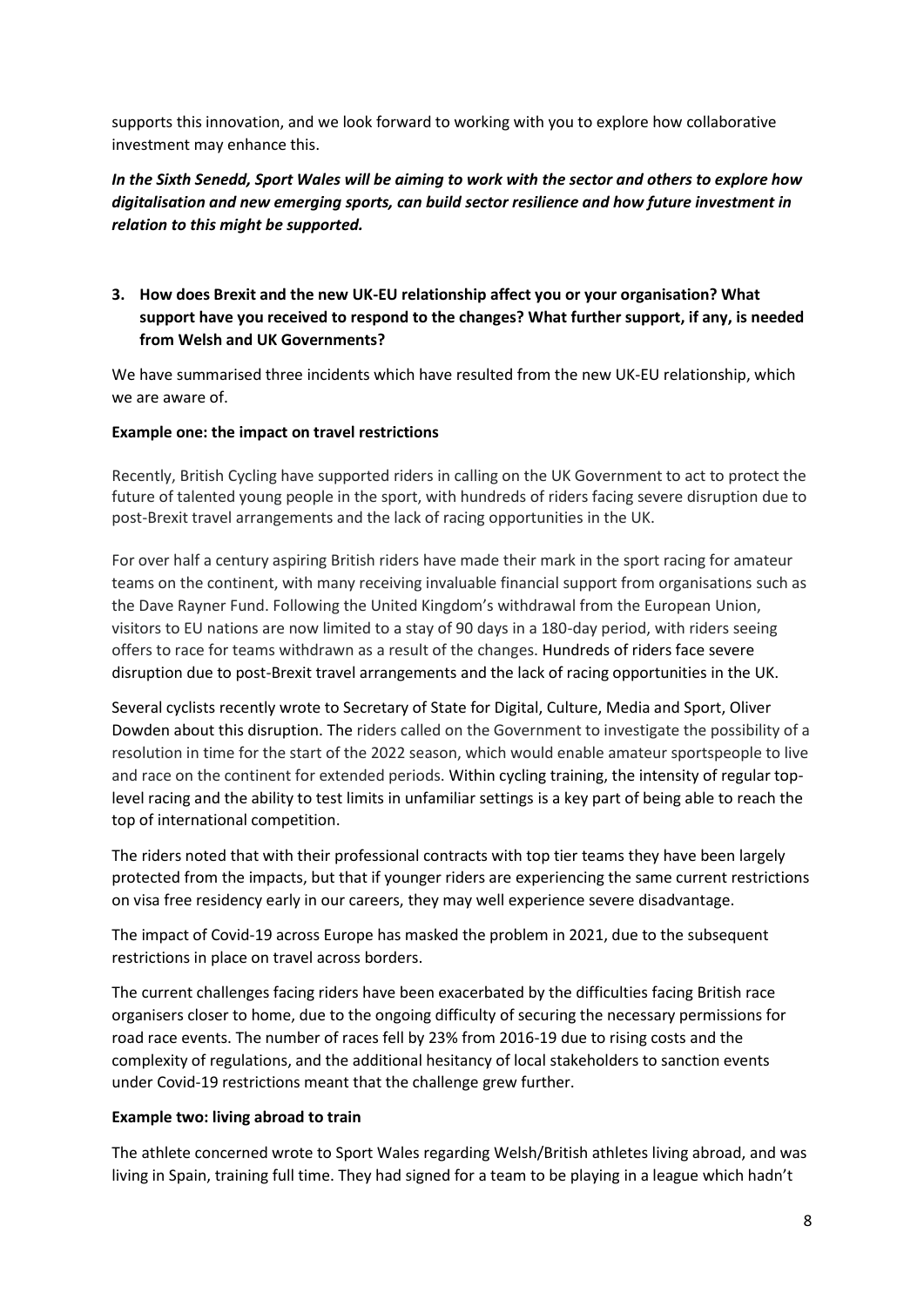supports this innovation, and we look forward to working with you to explore how collaborative investment may enhance this.

***In the Sixth Senedd, Sport Wales will be aiming to work with the sector and others to explore how digitalisation and new emerging sports, can build sector resilience and how future investment in relation to this might be supported.***

**3. How does Brexit and the new UK-EU relationship affect you or your organisation? What support have you received to respond to the changes? What further support, if any, is needed from Welsh and UK Governments?**

We have summarised three incidents which have resulted from the new UK-EU relationship, which we are aware of.

**Example one: the impact on travel restrictions**

Recently, British Cycling have supported riders in calling on the UK Government to act to protect the future of talented young people in the sport, with hundreds of riders facing severe disruption due to post-Brexit travel arrangements and the lack of racing opportunities in the UK.

For over half a century aspiring British riders have made their mark in the sport racing for amateur teams on the continent, with many receiving invaluable financial support from organisations such as the Dave Rayner Fund. Following the United Kingdom's withdrawal from the European Union, visitors to EU nations are now limited to a stay of 90 days in a 180-day period, with riders seeing offers to race for teams withdrawn as a result of the changes. Hundreds of riders face severe disruption due to post-Brexit travel arrangements and the lack of racing opportunities in the UK.

Several cyclists recently wrote to Secretary of State for Digital, Culture, Media and Sport, Oliver Dowden about this disruption. The riders called on the Government to investigate the possibility of a resolution in time for the start of the 2022 season, which would enable amateur sportspeople to live and race on the continent for extended periods. Within cycling training, the intensity of regular top-level racing and the ability to test limits in unfamiliar settings is a key part of being able to reach the top of international competition.

The riders noted that with their professional contracts with top tier teams they have been largely protected from the impacts, but that if younger riders are experiencing the same current restrictions on visa free residency early in our careers, they may well experience severe disadvantage.

The impact of Covid-19 across Europe has masked the problem in 2021, due to the subsequent restrictions in place on travel across borders.

The current challenges facing riders have been exacerbated by the difficulties facing British race organisers closer to home, due to the ongoing difficulty of securing the necessary permissions for road race events. The number of races fell by 23% from 2016-19 due to rising costs and the complexity of regulations, and the additional hesitancy of local stakeholders to sanction events under Covid-19 restrictions meant that the challenge grew further.

**Example two: living abroad to train**

The athlete concerned wrote to Sport Wales regarding Welsh/British athletes living abroad, and was living in Spain, training full time. They had signed for a team to be playing in a league which hadn't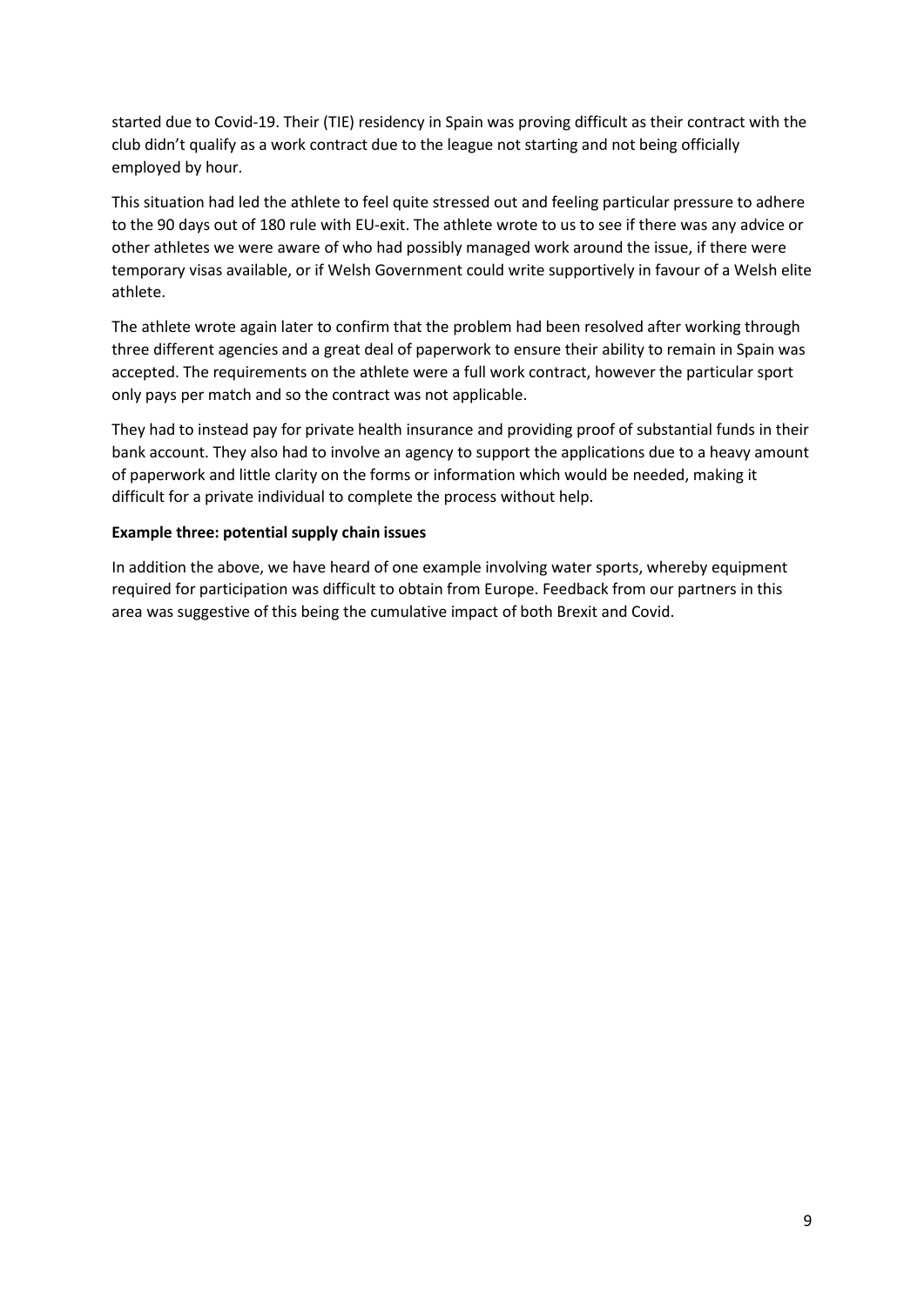started due to Covid-19. Their (TIE) residency in Spain was proving difficult as their contract with the club didn't qualify as a work contract due to the league not starting and not being officially employed by hour.

This situation had led the athlete to feel quite stressed out and feeling particular pressure to adhere to the 90 days out of 180 rule with EU-exit. The athlete wrote to us to see if there was any advice or other athletes we were aware of who had possibly managed work around the issue, if there were temporary visas available, or if Welsh Government could write supportively in favour of a Welsh elite athlete.

The athlete wrote again later to confirm that the problem had been resolved after working through three different agencies and a great deal of paperwork to ensure their ability to remain in Spain was accepted. The requirements on the athlete were a full work contract, however the particular sport only pays per match and so the contract was not applicable.

They had to instead pay for private health insurance and providing proof of substantial funds in their bank account. They also had to involve an agency to support the applications due to a heavy amount of paperwork and little clarity on the forms or information which would be needed, making it difficult for a private individual to complete the process without help.

**Example three: potential supply chain issues**

In addition the above, we have heard of one example involving water sports, whereby equipment required for participation was difficult to obtain from Europe. Feedback from our partners in this area was suggestive of this being the cumulative impact of both Brexit and Covid.